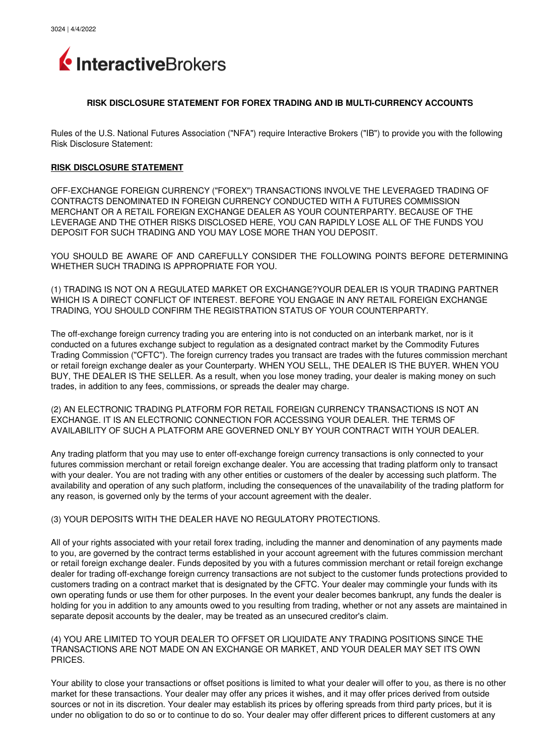3024 | 4/4/2022

InteractiveBrokers

## RISK DISCLOSURE STATEMENT FOR FOREX TRADING AND IB MULTI-CURRENCY ACCOUNTS

Rules of the U.S. National Futures Association ("NFA") require Interactive Brokers ("IB") to provide you with the following Risk Disclosure Statement:

### RISK DISCLOSURE STATEMENT

OFF-EXCHANGE FOREIGN CURRENCY ("FOREX") TRANSACTIONS INVOLVE THE LEVERAGED TRADING OF CONTRACTS DENOMINATED IN FOREIGN CURRENCY CONDUCTED WITH A FUTURES COMMISSION MERCHANT OR A RETAIL FOREIGN EXCHANGE DEALER AS YOUR COUNTERPARTY. BECAUSE OF THE LEVERAGE AND THE OTHER RISKS DISCLOSED HERE, YOU CAN RAPIDLY LOSE ALL OF THE FUNDS YOU DEPOSIT FOR SUCH TRADING AND YOU MAY LOSE MORE THAN YOU DEPOSIT.

YOU SHOULD BE AWARE OF AND CAREFULLY CONSIDER THE FOLLOWING POINTS BEFORE DETERMINING WHETHER SUCH TRADING IS APPROPRIATE FOR YOU.

(1) TRADING IS NOT ON A REGULATED MARKET OR EXCHANGE?YOUR DEALER IS YOUR TRADING PARTNER WHICH IS A DIRECT CONFLICT OF INTEREST. BEFORE YOU ENGAGE IN ANY RETAIL FOREIGN EXCHANGE TRADING, YOU SHOULD CONFIRM THE REGISTRATION STATUS OF YOUR COUNTERPARTY.

The off-exchange foreign currency trading you are entering into is not conducted on an interbank market, nor is it conducted on a futures exchange subject to regulation as a designated contract market by the Commodity Futures Trading Commission ("CFTC"). The foreign currency trades you transact are trades with the futures commission merchant or retail foreign exchange dealer as your Counterparty. WHEN YOU SELL, THE DEALER IS THE BUYER. WHEN YOU BUY, THE DEALER IS THE SELLER. As a result, when you lose money trading, your dealer is making money on such trades, in addition to any fees, commissions, or spreads the dealer may charge.

(2) AN ELECTRONIC TRADING PLATFORM FOR RETAIL FOREIGN CURRENCY TRANSACTIONS IS NOT AN EXCHANGE. IT IS AN ELECTRONIC CONNECTION FOR ACCESSING YOUR DEALER. THE TERMS OF AVAILABILITY OF SUCH A PLATFORM ARE GOVERNED ONLY BY YOUR CONTRACT WITH YOUR DEALER.

Any trading platform that you may use to enter off-exchange foreign currency transactions is only connected to your futures commission merchant or retail foreign exchange dealer. You are accessing that trading platform only to transact with your dealer. You are not trading with any other entities or customers of the dealer by accessing such platform. The availability and operation of any such platform, including the consequences of the unavailability of the trading platform for any reason, is governed only by the terms of your account agreement with the dealer.

(3) YOUR DEPOSITS WITH THE DEALER HAVE NO REGULATORY PROTECTIONS.

All of your rights associated with your retail forex trading, including the manner and denomination of any payments made to you, are governed by the contract terms established in your account agreement with the futures commission merchant or retail foreign exchange dealer. Funds deposited by you with a futures commission merchant or retail foreign exchange dealer for trading off-exchange foreign currency transactions are not subject to the customer funds protections provided to customers trading on a contract market that is designated by the CFTC. Your dealer may commingle your funds with its own operating funds or use them for other purposes. In the event your dealer becomes bankrupt, any funds the dealer is holding for you in addition to any amounts owed to you resulting from trading, whether or not any assets are maintained in separate deposit accounts by the dealer, may be treated as an unsecured creditor's claim.

(4) YOU ARE LIMITED TO YOUR DEALER TO OFFSET OR LIQUIDATE ANY TRADING POSITIONS SINCE THE TRANSACTIONS ARE NOT MADE ON AN EXCHANGE OR MARKET, AND YOUR DEALER MAY SET ITS OWN PRICES.

Your ability to close your transactions or offset positions is limited to what your dealer will offer to you, as there is no other market for these transactions. Your dealer may offer any prices it wishes, and it may offer prices derived from outside sources or not in its discretion. Your dealer may establish its prices by offering spreads from third party prices, but it is under no obligation to do so or to continue to do so. Your dealer may offer different prices to different customers at any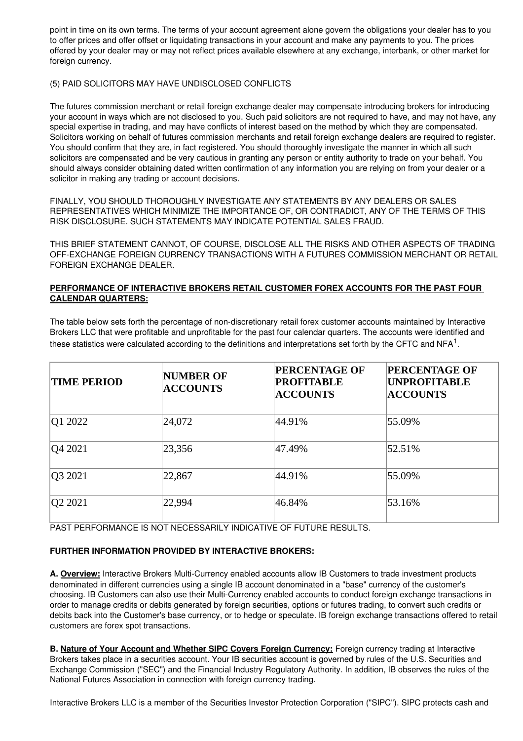point in time on its own terms. The terms of your account agreement alone govern the obligations your dealer has to you to offer prices and offer offset or liquidating transactions in your account and make any payments to you. The prices offered by your dealer may or may not reflect prices available elsewhere at any exchange, interbank, or other market for foreign currency.

(5) PAID SOLICITORS MAY HAVE UNDISCLOSED CONFLICTS

The futures commission merchant or retail foreign exchange dealer may compensate introducing brokers for introducing your account in ways which are not disclosed to you. Such paid solicitors are not required to have, and may not have, any special expertise in trading, and may have conflicts of interest based on the method by which they are compensated. Solicitors working on behalf of futures commission merchants and retail foreign exchange dealers are required to register. You should confirm that they are, in fact registered. You should thoroughly investigate the manner in which all such solicitors are compensated and be very cautious in granting any person or entity authority to trade on your behalf. You should always consider obtaining dated written confirmation of any information you are relying on from your dealer or a solicitor in making any trading or account decisions.

FINALLY, YOU SHOULD THOROUGHLY INVESTIGATE ANY STATEMENTS BY ANY DEALERS OR SALES REPRESENTATIVES WHICH MINIMIZE THE IMPORTANCE OF, OR CONTRADICT, ANY OF THE TERMS OF THIS RISK DISCLOSURE. SUCH STATEMENTS MAY INDICATE POTENTIAL SALES FRAUD.

THIS BRIEF STATEMENT CANNOT, OF COURSE, DISCLOSE ALL THE RISKS AND OTHER ASPECTS OF TRADING OFF-EXCHANGE FOREIGN CURRENCY TRANSACTIONS WITH A FUTURES COMMISSION MERCHANT OR RETAIL FOREIGN EXCHANGE DEALER.

**PERFORMANCE OF INTERACTIVE BROKERS RETAIL CUSTOMER FOREX ACCOUNTS FOR THE PAST FOUR CALENDAR QUARTERS:**

The table below sets forth the percentage of non-discretionary retail forex customer accounts maintained by Interactive Brokers LLC that were profitable and unprofitable for the past four calendar quarters. The accounts were identified and these statistics were calculated according to the definitions and interpretations set forth by the CFTC and NFA[1].

| TIME PERIOD | NUMBER OF ACCOUNTS | PERCENTAGE OF PROFITABLE ACCOUNTS | PERCENTAGE OF UNPROFITABLE ACCOUNTS |
|---|---|---|---|
| Q1 2022 | 24,072 | 44.91% | 55.09% |
| Q4 2021 | 23,356 | 47.49% | 52.51% |
| Q3 2021 | 22,867 | 44.91% | 55.09% |
| Q2 2021 | 22,994 | 46.84% | 53.16% |

PAST PERFORMANCE IS NOT NECESSARILY INDICATIVE OF FUTURE RESULTS.

**FURTHER INFORMATION PROVIDED BY INTERACTIVE BROKERS:**

**A. Overview:** Interactive Brokers Multi-Currency enabled accounts allow IB Customers to trade investment products denominated in different currencies using a single IB account denominated in a "base" currency of the customer's choosing. IB Customers can also use their Multi-Currency enabled accounts to conduct foreign exchange transactions in order to manage credits or debits generated by foreign securities, options or futures trading, to convert such credits or debits back into the Customer's base currency, or to hedge or speculate. IB foreign exchange transactions offered to retail customers are forex spot transactions.

**B. Nature of Your Account and Whether SIPC Covers Foreign Currency:** Foreign currency trading at Interactive Brokers takes place in a securities account. Your IB securities account is governed by rules of the U.S. Securities and Exchange Commission ("SEC") and the Financial Industry Regulatory Authority. In addition, IB observes the rules of the National Futures Association in connection with foreign currency trading.

Interactive Brokers LLC is a member of the Securities Investor Protection Corporation ("SIPC"). SIPC protects cash and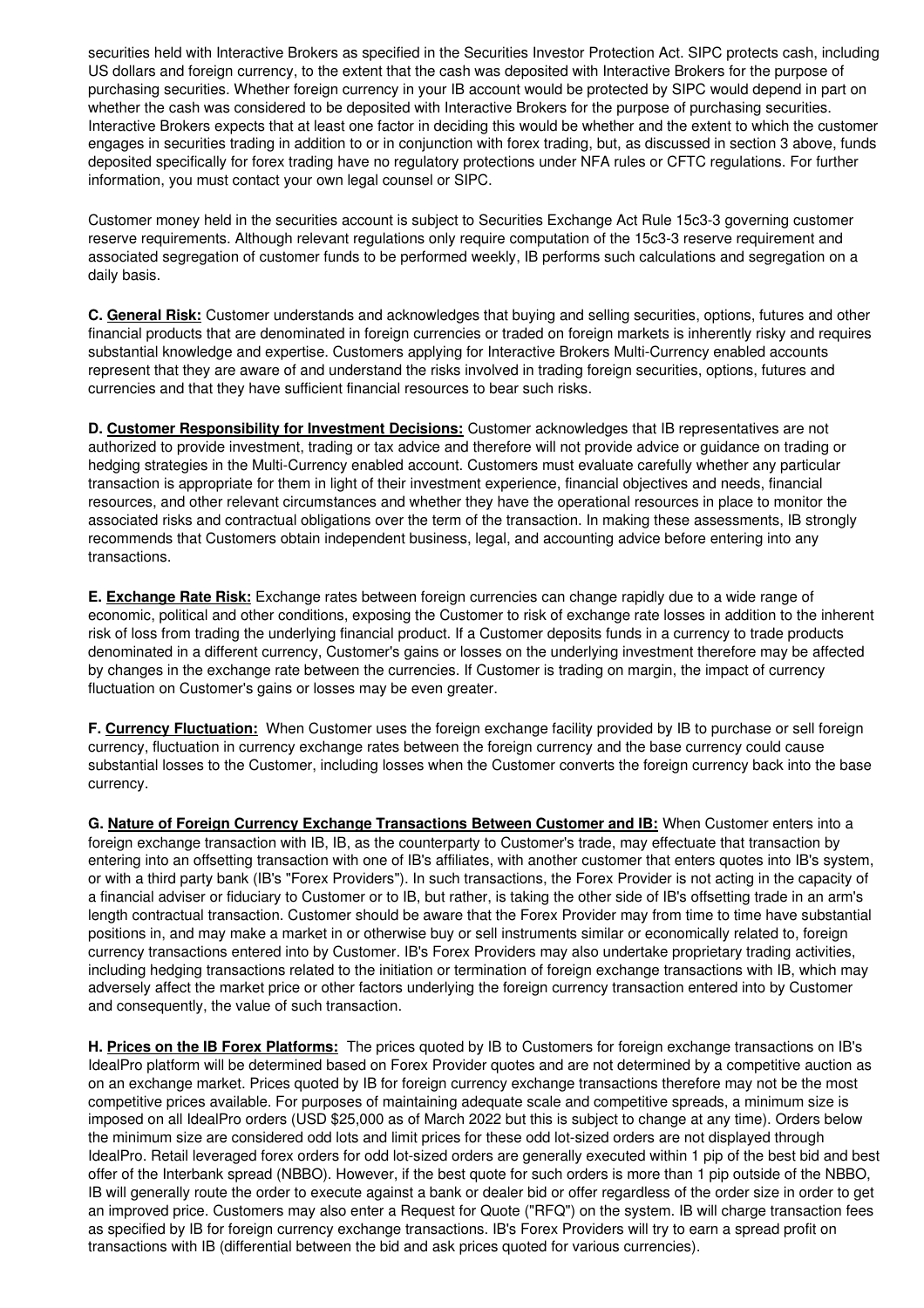securities held with Interactive Brokers as specified in the Securities Investor Protection Act. SIPC protects cash, including US dollars and foreign currency, to the extent that the cash was deposited with Interactive Brokers for the purpose of purchasing securities. Whether foreign currency in your IB account would be protected by SIPC would depend in part on whether the cash was considered to be deposited with Interactive Brokers for the purpose of purchasing securities. Interactive Brokers expects that at least one factor in deciding this would be whether and the extent to which the customer engages in securities trading in addition to or in conjunction with forex trading, but, as discussed in section 3 above, funds deposited specifically for forex trading have no regulatory protections under NFA rules or CFTC regulations. For further information, you must contact your own legal counsel or SIPC.

Customer money held in the securities account is subject to Securities Exchange Act Rule 15c3-3 governing customer reserve requirements. Although relevant regulations only require computation of the 15c3-3 reserve requirement and associated segregation of customer funds to be performed weekly, IB performs such calculations and segregation on a daily basis.

**C. General Risk:** Customer understands and acknowledges that buying and selling securities, options, futures and other financial products that are denominated in foreign currencies or traded on foreign markets is inherently risky and requires substantial knowledge and expertise. Customers applying for Interactive Brokers Multi-Currency enabled accounts represent that they are aware of and understand the risks involved in trading foreign securities, options, futures and currencies and that they have sufficient financial resources to bear such risks.

**D. Customer Responsibility for Investment Decisions:** Customer acknowledges that IB representatives are not authorized to provide investment, trading or tax advice and therefore will not provide advice or guidance on trading or hedging strategies in the Multi-Currency enabled account. Customers must evaluate carefully whether any particular transaction is appropriate for them in light of their investment experience, financial objectives and needs, financial resources, and other relevant circumstances and whether they have the operational resources in place to monitor the associated risks and contractual obligations over the term of the transaction. In making these assessments, IB strongly recommends that Customers obtain independent business, legal, and accounting advice before entering into any transactions.

**E. Exchange Rate Risk:** Exchange rates between foreign currencies can change rapidly due to a wide range of economic, political and other conditions, exposing the Customer to risk of exchange rate losses in addition to the inherent risk of loss from trading the underlying financial product. If a Customer deposits funds in a currency to trade products denominated in a different currency, Customer's gains or losses on the underlying investment therefore may be affected by changes in the exchange rate between the currencies. If Customer is trading on margin, the impact of currency fluctuation on Customer's gains or losses may be even greater.

**F. Currency Fluctuation:** When Customer uses the foreign exchange facility provided by IB to purchase or sell foreign currency, fluctuation in currency exchange rates between the foreign currency and the base currency could cause substantial losses to the Customer, including losses when the Customer converts the foreign currency back into the base currency.

**G. Nature of Foreign Currency Exchange Transactions Between Customer and IB:** When Customer enters into a foreign exchange transaction with IB, IB, as the counterparty to Customer's trade, may effectuate that transaction by entering into an offsetting transaction with one of IB's affiliates, with another customer that enters quotes into IB's system, or with a third party bank (IB's "Forex Providers"). In such transactions, the Forex Provider is not acting in the capacity of a financial adviser or fiduciary to Customer or to IB, but rather, is taking the other side of IB's offsetting trade in an arm's length contractual transaction. Customer should be aware that the Forex Provider may from time to time have substantial positions in, and may make a market in or otherwise buy or sell instruments similar or economically related to, foreign currency transactions entered into by Customer. IB's Forex Providers may also undertake proprietary trading activities, including hedging transactions related to the initiation or termination of foreign exchange transactions with IB, which may adversely affect the market price or other factors underlying the foreign currency transaction entered into by Customer and consequently, the value of such transaction.

**H. Prices on the IB Forex Platforms:** The prices quoted by IB to Customers for foreign exchange transactions on IB's IdealPro platform will be determined based on Forex Provider quotes and are not determined by a competitive auction as on an exchange market. Prices quoted by IB for foreign currency exchange transactions therefore may not be the most competitive prices available. For purposes of maintaining adequate scale and competitive spreads, a minimum size is imposed on all IdealPro orders (USD $25,000 as of March 2022 but this is subject to change at any time). Orders below the minimum size are considered odd lots and limit prices for these odd lot-sized orders are not displayed through IdealPro. Retail leveraged forex orders for odd lot-sized orders are generally executed within 1 pip of the best bid and best offer of the Interbank spread (NBBO). However, if the best quote for such orders is more than 1 pip outside of the NBBO, IB will generally route the order to execute against a bank or dealer bid or offer regardless of the order size in order to get an improved price. Customers may also enter a Request for Quote ("RFQ") on the system. IB will charge transaction fees as specified by IB for foreign currency exchange transactions. IB's Forex Providers will try to earn a spread profit on transactions with IB (differential between the bid and ask prices quoted for various currencies).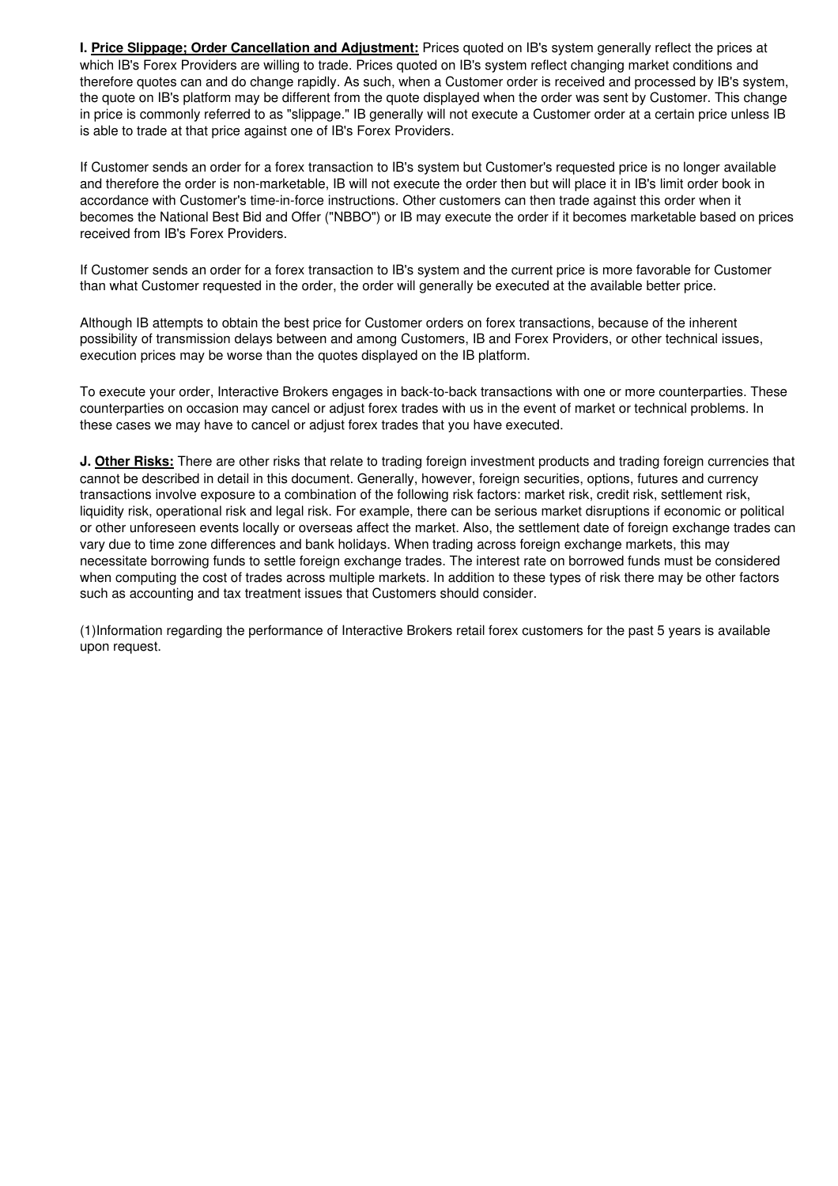**I. <u>Price Slippage; Order Cancellation and Adjustment:</u>** Prices quoted on IB's system generally reflect the prices at which IB's Forex Providers are willing to trade. Prices quoted on IB's system reflect changing market conditions and therefore quotes can and do change rapidly. As such, when a Customer order is received and processed by IB's system, the quote on IB's platform may be different from the quote displayed when the order was sent by Customer. This change in price is commonly referred to as "slippage." IB generally will not execute a Customer order at a certain price unless IB is able to trade at that price against one of IB's Forex Providers.

If Customer sends an order for a forex transaction to IB's system but Customer's requested price is no longer available and therefore the order is non-marketable, IB will not execute the order then but will place it in IB's limit order book in accordance with Customer's time-in-force instructions. Other customers can then trade against this order when it becomes the National Best Bid and Offer ("NBBO") or IB may execute the order if it becomes marketable based on prices received from IB's Forex Providers.

If Customer sends an order for a forex transaction to IB's system and the current price is more favorable for Customer than what Customer requested in the order, the order will generally be executed at the available better price.

Although IB attempts to obtain the best price for Customer orders on forex transactions, because of the inherent possibility of transmission delays between and among Customers, IB and Forex Providers, or other technical issues, execution prices may be worse than the quotes displayed on the IB platform.

To execute your order, Interactive Brokers engages in back-to-back transactions with one or more counterparties. These counterparties on occasion may cancel or adjust forex trades with us in the event of market or technical problems. In these cases we may have to cancel or adjust forex trades that you have executed.

**J. <u>Other Risks:</u>** There are other risks that relate to trading foreign investment products and trading foreign currencies that cannot be described in detail in this document. Generally, however, foreign securities, options, futures and currency transactions involve exposure to a combination of the following risk factors: market risk, credit risk, settlement risk, liquidity risk, operational risk and legal risk. For example, there can be serious market disruptions if economic or political or other unforeseen events locally or overseas affect the market. Also, the settlement date of foreign exchange trades can vary due to time zone differences and bank holidays. When trading across foreign exchange markets, this may necessitate borrowing funds to settle foreign exchange trades. The interest rate on borrowed funds must be considered when computing the cost of trades across multiple markets. In addition to these types of risk there may be other factors such as accounting and tax treatment issues that Customers should consider.

(1)Information regarding the performance of Interactive Brokers retail forex customers for the past 5 years is available upon request.